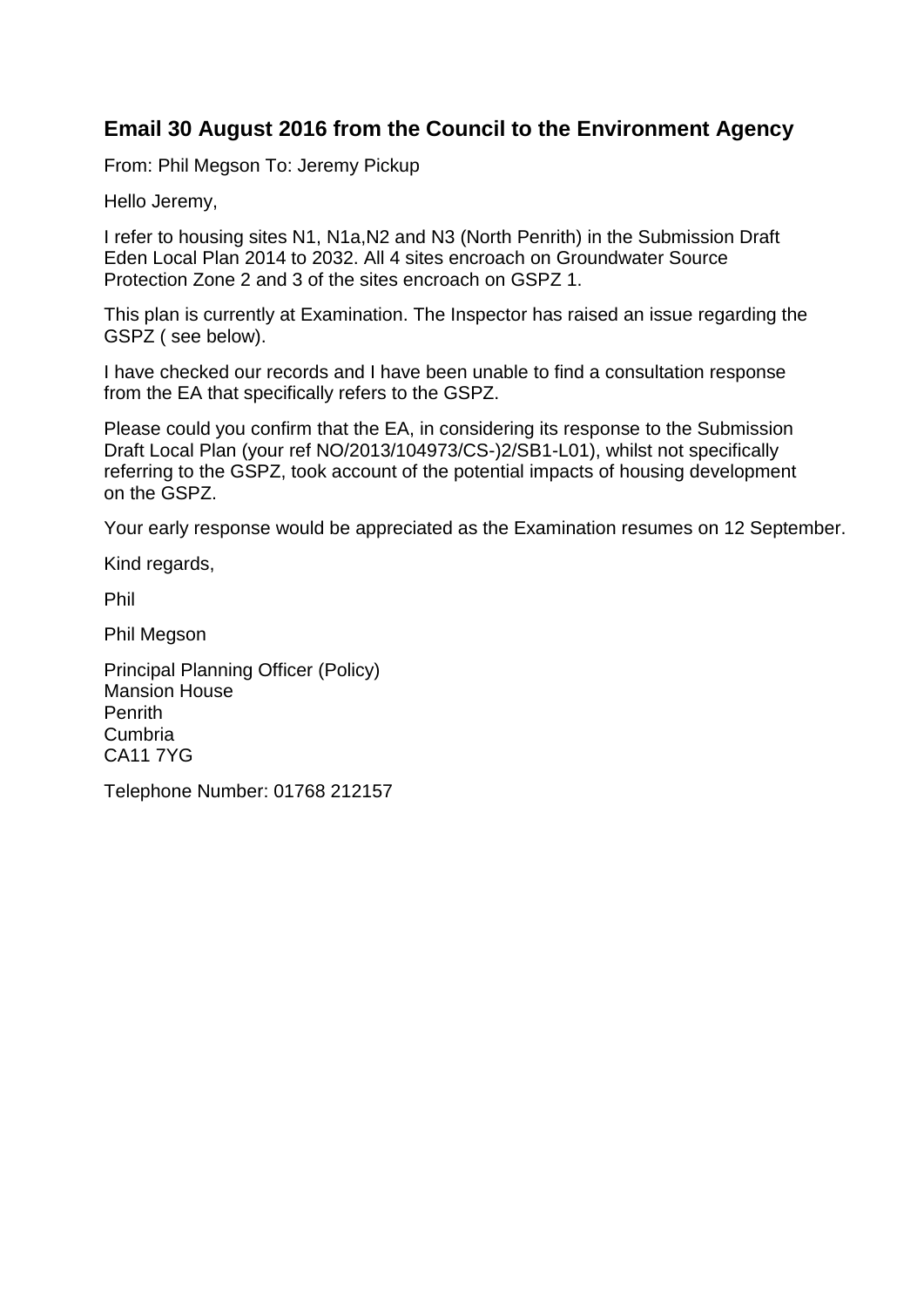## Email 30 August 2016 from the Council to the Environment Agency

From: Phil Megson To: Jeremy Pickup

Hello Jeremy,

I refer to housing sites N1, N1a,N2 and N3 (North Penrith) in the Submission Draft Eden Local Plan 2014 to 2032. All 4 sites encroach on Groundwater Source Protection Zone 2 and 3 of the sites encroach on GSPZ 1.

This plan is currently at Examination. The Inspector has raised an issue regarding the GSPZ ( see below).

I have checked our records and I have been unable to find a consultation response from the EA that specifically refers to the GSPZ.

Please could you confirm that the EA, in considering its response to the Submission Draft Local Plan (your ref NO/2013/104973/CS-)2/SB1-L01), whilst not specifically referring to the GSPZ, took account of the potential impacts of housing development on the GSPZ.

Your early response would be appreciated as the Examination resumes on 12 September.

Kind regards,

Phil

Phil Megson

Principal Planning Officer (Policy)  
Mansion House  
Penrith  
Cumbria  
CA11 7YG

Telephone Number: 01768 212157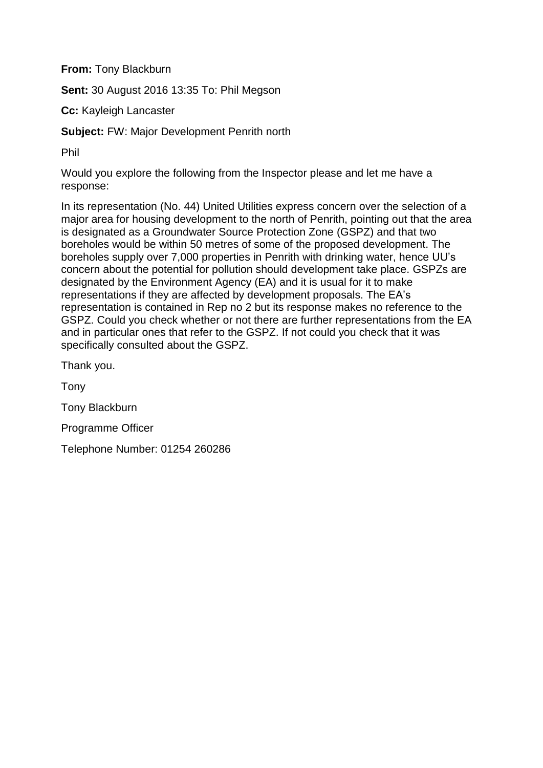**From:** Tony Blackburn

**Sent:** 30 August 2016 13:35 To: Phil Megson

**Cc:** Kayleigh Lancaster

**Subject:** FW: Major Development Penrith north

Phil

Would you explore the following from the Inspector please and let me have a response:

In its representation (No. 44) United Utilities express concern over the selection of a major area for housing development to the north of Penrith, pointing out that the area is designated as a Groundwater Source Protection Zone (GSPZ) and that two boreholes would be within 50 metres of some of the proposed development. The boreholes supply over 7,000 properties in Penrith with drinking water, hence UU's concern about the potential for pollution should development take place. GSPZs are designated by the Environment Agency (EA) and it is usual for it to make representations if they are affected by development proposals. The EA's representation is contained in Rep no 2 but its response makes no reference to the GSPZ. Could you check whether or not there are further representations from the EA and in particular ones that refer to the GSPZ. If not could you check that it was specifically consulted about the GSPZ.

Thank you.

Tony

Tony Blackburn

Programme Officer

Telephone Number: 01254 260286